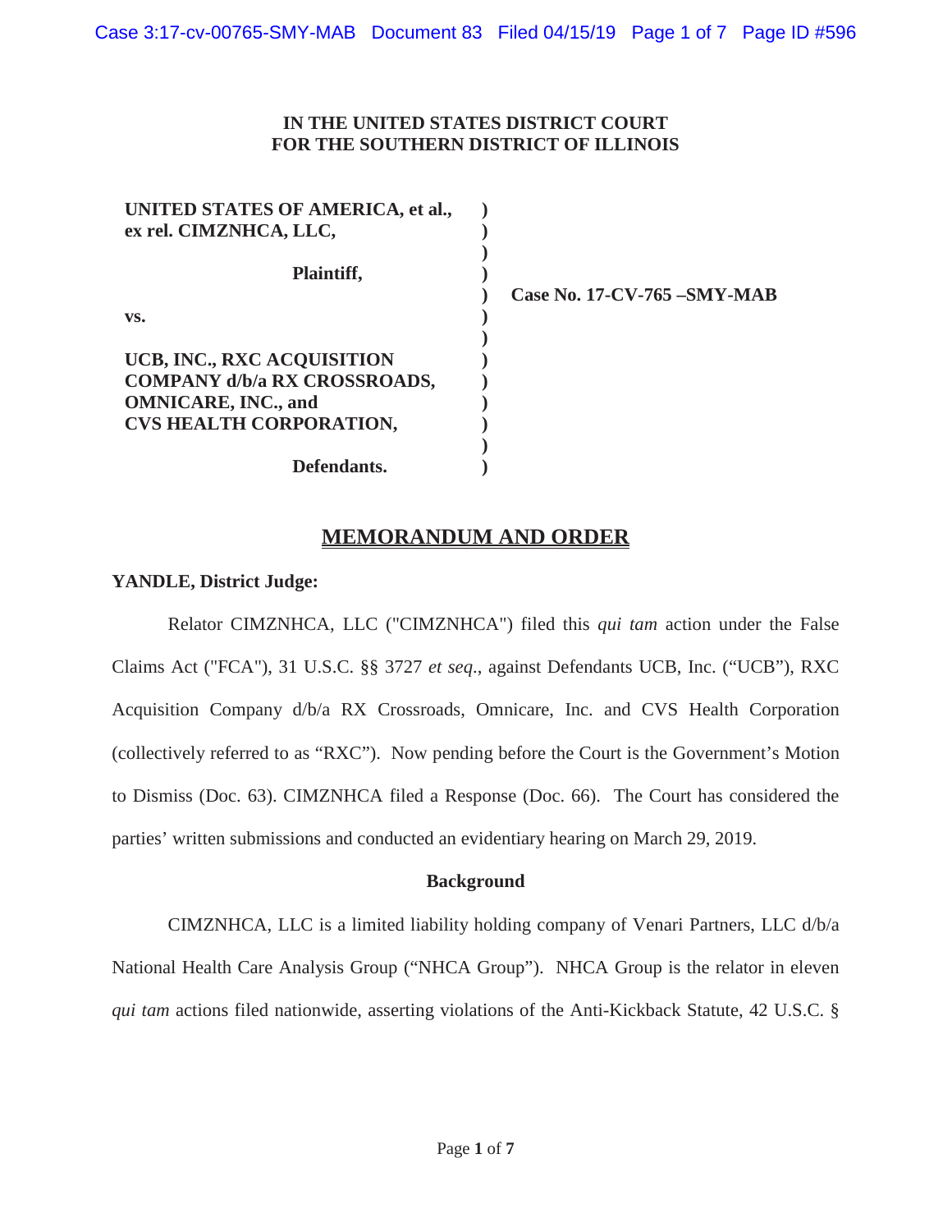**IN THE UNITED STATES DISTRICT COURT**
**FOR THE SOUTHERN DISTRICT OF ILLINOIS**

| | | |
|---|---|---|
| **UNITED STATES OF AMERICA, et al., ex rel. CIMZNHCA, LLC,** | ) | |
| **Plaintiff,** | ) | |
| | ) | **Case No. 17-CV-765 –SMY-MAB** |
| **vs.** | ) | |
| **UCB, INC., RXC ACQUISITION COMPANY d/b/a RX CROSSROADS, OMNICARE, INC., and CVS HEALTH CORPORATION,** | ) | |
| **Defendants.** | ) | |

# MEMORANDUM AND ORDER

**YANDLE, District Judge:**

Relator CIMZNHCA, LLC ("CIMZNHCA") filed this *qui tam* action under the False Claims Act ("FCA"), 31 U.S.C. §§ 3727 *et seq*., against Defendants UCB, Inc. ("UCB"), RXC Acquisition Company d/b/a RX Crossroads, Omnicare, Inc. and CVS Health Corporation (collectively referred to as "RXC"). Now pending before the Court is the Government's Motion to Dismiss (Doc. 63). CIMZNHCA filed a Response (Doc. 66). The Court has considered the parties' written submissions and conducted an evidentiary hearing on March 29, 2019.

**Background**

CIMZNHCA, LLC is a limited liability holding company of Venari Partners, LLC d/b/a National Health Care Analysis Group ("NHCA Group"). NHCA Group is the relator in eleven *qui tam* actions filed nationwide, asserting violations of the Anti-Kickback Statute, 42 U.S.C. §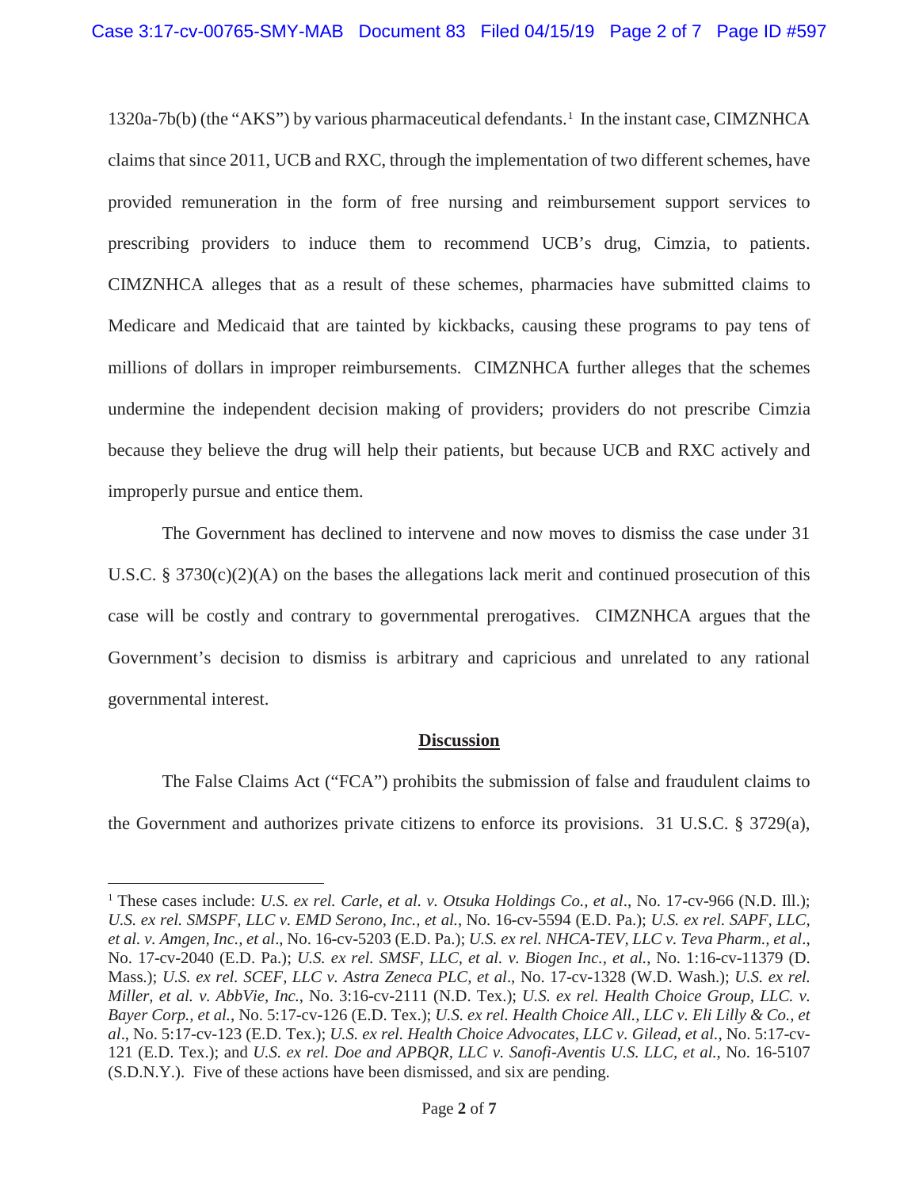1320a-7b(b) (the "AKS") by various pharmaceutical defendants.[1] In the instant case, CIMZNHCA claims that since 2011, UCB and RXC, through the implementation of two different schemes, have provided remuneration in the form of free nursing and reimbursement support services to prescribing providers to induce them to recommend UCB's drug, Cimzia, to patients. CIMZNHCA alleges that as a result of these schemes, pharmacies have submitted claims to Medicare and Medicaid that are tainted by kickbacks, causing these programs to pay tens of millions of dollars in improper reimbursements. CIMZNHCA further alleges that the schemes undermine the independent decision making of providers; providers do not prescribe Cimzia because they believe the drug will help their patients, but because UCB and RXC actively and improperly pursue and entice them.

The Government has declined to intervene and now moves to dismiss the case under 31 U.S.C. § 3730(c)(2)(A) on the bases the allegations lack merit and continued prosecution of this case will be costly and contrary to governmental prerogatives. CIMZNHCA argues that the Government's decision to dismiss is arbitrary and capricious and unrelated to any rational governmental interest.

## Discussion

The False Claims Act ("FCA") prohibits the submission of false and fraudulent claims to the Government and authorizes private citizens to enforce its provisions. 31 U.S.C. § 3729(a),

---

[1] These cases include: *U.S. ex rel. Carle, et al. v. Otsuka Holdings Co., et al*., No. 17-cv-966 (N.D. Ill.); *U.S. ex rel. SMSPF, LLC v. EMD Serono, Inc., et al.*, No. 16-cv-5594 (E.D. Pa.); *U.S. ex rel. SAPF, LLC, et al. v. Amgen, Inc., et al*., No. 16-cv-5203 (E.D. Pa.); *U.S. ex rel. NHCA-TEV, LLC v. Teva Pharm., et al*., No. 17-cv-2040 (E.D. Pa.); *U.S. ex rel. SMSF, LLC, et al. v. Biogen Inc., et al.*, No. 1:16-cv-11379 (D. Mass.); *U.S. ex rel. SCEF, LLC v. Astra Zeneca PLC, et al*., No. 17-cv-1328 (W.D. Wash.); *U.S. ex rel. Miller, et al. v. AbbVie, Inc.*, No. 3:16-cv-2111 (N.D. Tex.); *U.S. ex rel. Health Choice Group, LLC. v. Bayer Corp., et al.*, No. 5:17-cv-126 (E.D. Tex.); *U.S. ex rel. Health Choice All., LLC v. Eli Lilly & Co., et al*., No. 5:17-cv-123 (E.D. Tex.); *U.S. ex rel. Health Choice Advocates, LLC v. Gilead, et al.*, No. 5:17-cv-121 (E.D. Tex.); and *U.S. ex rel. Doe and APBQR, LLC v. Sanofi-Aventis U.S. LLC, et al.*, No. 16-5107 (S.D.N.Y.). Five of these actions have been dismissed, and six are pending.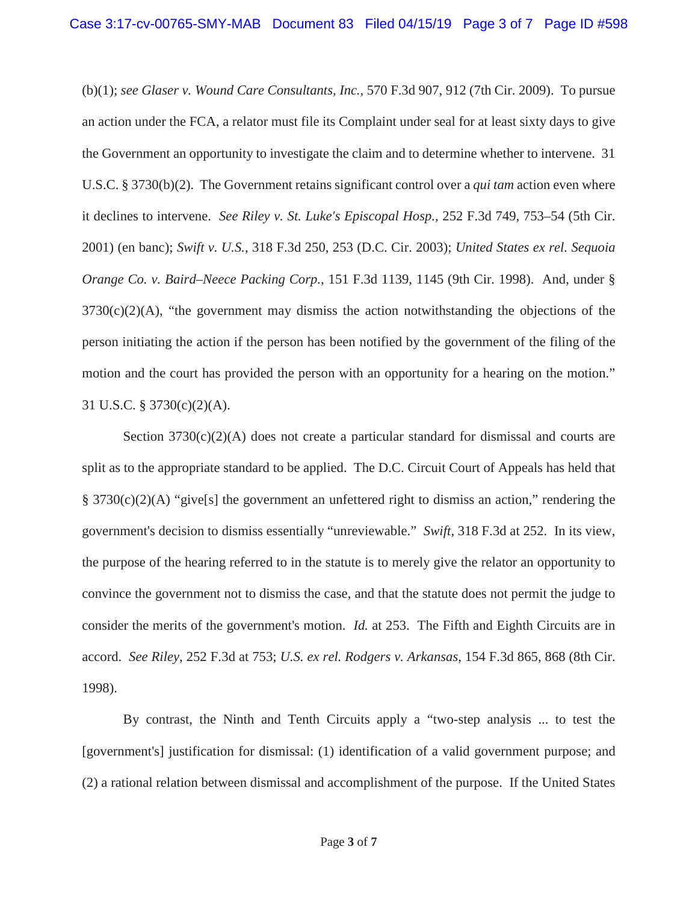(b)(1); *see Glaser v. Wound Care Consultants, Inc.*, 570 F.3d 907, 912 (7th Cir. 2009). To pursue an action under the FCA, a relator must file its Complaint under seal for at least sixty days to give the Government an opportunity to investigate the claim and to determine whether to intervene. 31 U.S.C. § 3730(b)(2). The Government retains significant control over a *qui tam* action even where it declines to intervene. *See Riley v. St. Luke's Episcopal Hosp.*, 252 F.3d 749, 753–54 (5th Cir. 2001) (en banc); *Swift v. U.S.*, 318 F.3d 250, 253 (D.C. Cir. 2003); *United States ex rel. Sequoia Orange Co. v. Baird–Neece Packing Corp.*, 151 F.3d 1139, 1145 (9th Cir. 1998). And, under § 3730(c)(2)(A), "the government may dismiss the action notwithstanding the objections of the person initiating the action if the person has been notified by the government of the filing of the motion and the court has provided the person with an opportunity for a hearing on the motion." 31 U.S.C. § 3730(c)(2)(A).

Section 3730(c)(2)(A) does not create a particular standard for dismissal and courts are split as to the appropriate standard to be applied. The D.C. Circuit Court of Appeals has held that § 3730(c)(2)(A) "give[s] the government an unfettered right to dismiss an action," rendering the government's decision to dismiss essentially "unreviewable." *Swift*, 318 F.3d at 252. In its view, the purpose of the hearing referred to in the statute is to merely give the relator an opportunity to convince the government not to dismiss the case, and that the statute does not permit the judge to consider the merits of the government's motion. *Id.* at 253. The Fifth and Eighth Circuits are in accord. *See Riley*, 252 F.3d at 753; *U.S. ex rel. Rodgers v. Arkansas*, 154 F.3d 865, 868 (8th Cir. 1998).

By contrast, the Ninth and Tenth Circuits apply a "two-step analysis ... to test the [government's] justification for dismissal: (1) identification of a valid government purpose; and (2) a rational relation between dismissal and accomplishment of the purpose. If the United States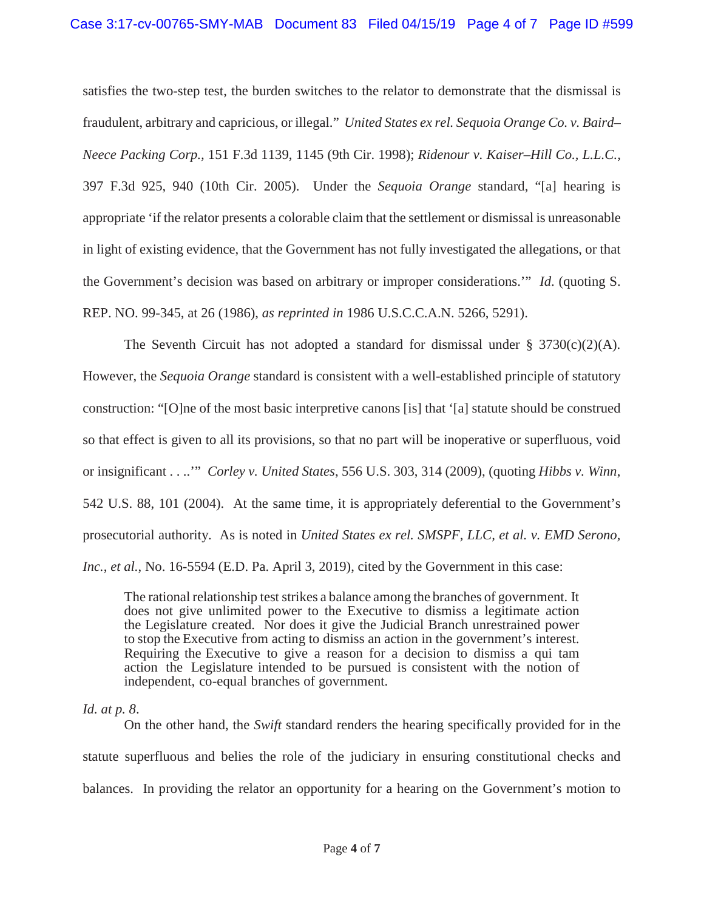satisfies the two-step test, the burden switches to the relator to demonstrate that the dismissal is fraudulent, arbitrary and capricious, or illegal." *United States ex rel. Sequoia Orange Co. v. Baird–Neece Packing Corp.*, 151 F.3d 1139, 1145 (9th Cir. 1998); *Ridenour v. Kaiser–Hill Co., L.L.C.*, 397 F.3d 925, 940 (10th Cir. 2005). Under the *Sequoia Orange* standard, "[a] hearing is appropriate 'if the relator presents a colorable claim that the settlement or dismissal is unreasonable in light of existing evidence, that the Government has not fully investigated the allegations, or that the Government's decision was based on arbitrary or improper considerations.'" *Id.* (quoting S. REP. NO. 99-345, at 26 (1986), *as reprinted in* 1986 U.S.C.C.A.N. 5266, 5291).

The Seventh Circuit has not adopted a standard for dismissal under § 3730(c)(2)(A). However, the *Sequoia Orange* standard is consistent with a well-established principle of statutory construction: "[O]ne of the most basic interpretive canons [is] that '[a] statute should be construed so that effect is given to all its provisions, so that no part will be inoperative or superfluous, void or insignificant . . ..'" *Corley v. United States*, 556 U.S. 303, 314 (2009), (quoting *Hibbs v. Winn*, 542 U.S. 88, 101 (2004). At the same time, it is appropriately deferential to the Government's prosecutorial authority. As is noted in *United States ex rel. SMSPF, LLC, et al. v. EMD Serono, Inc.*, *et al.*, No. 16-5594 (E.D. Pa. April 3, 2019), cited by the Government in this case:

> The rational relationship test strikes a balance among the branches of government. It does not give unlimited power to the Executive to dismiss a legitimate action the Legislature created. Nor does it give the Judicial Branch unrestrained power to stop the Executive from acting to dismiss an action in the government's interest. Requiring the Executive to give a reason for a decision to dismiss a qui tam action the Legislature intended to be pursued is consistent with the notion of independent, co-equal branches of government.

*Id. at p. 8*.

On the other hand, the *Swift* standard renders the hearing specifically provided for in the statute superfluous and belies the role of the judiciary in ensuring constitutional checks and balances. In providing the relator an opportunity for a hearing on the Government's motion to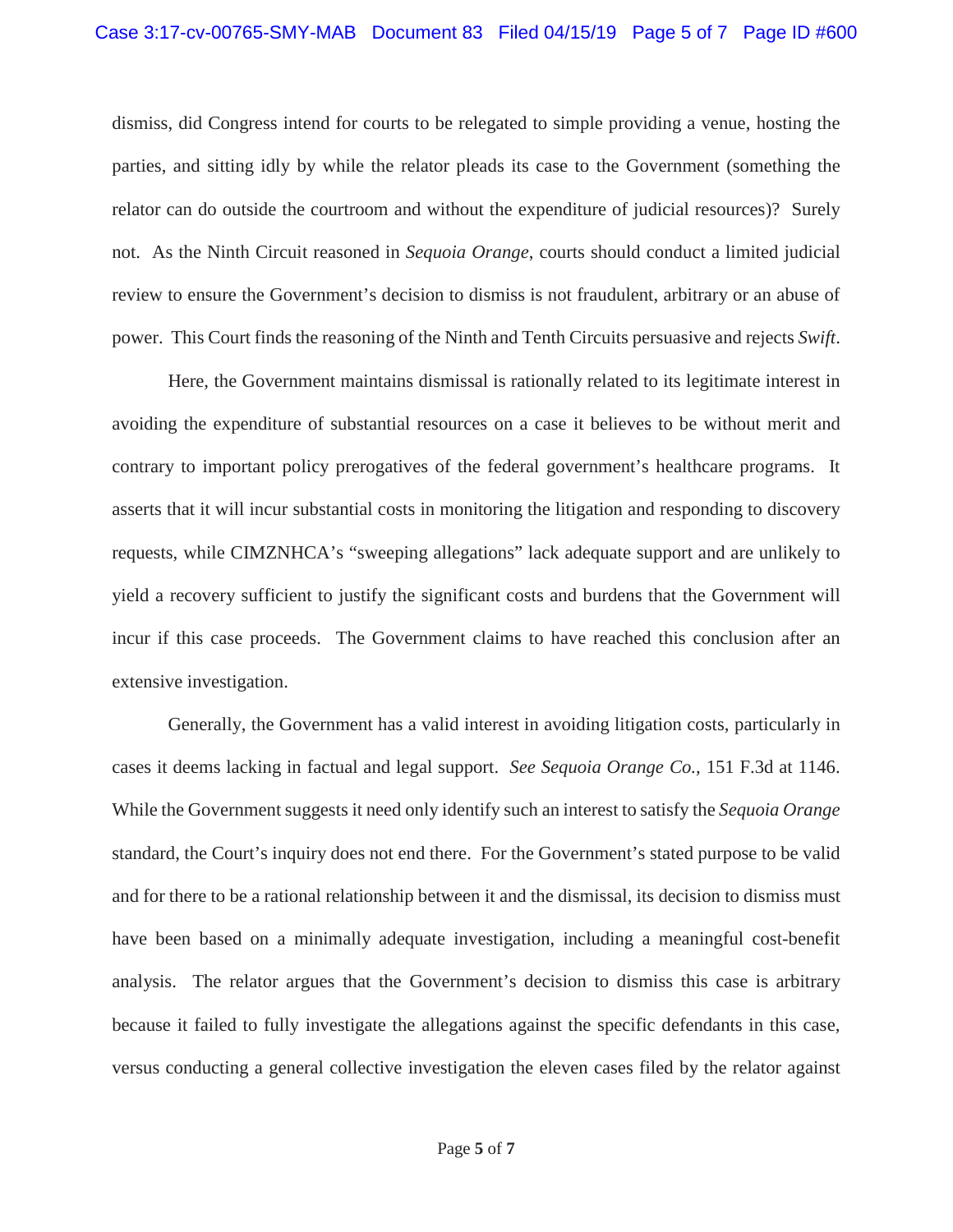dismiss, did Congress intend for courts to be relegated to simple providing a venue, hosting the parties, and sitting idly by while the relator pleads its case to the Government (something the relator can do outside the courtroom and without the expenditure of judicial resources)? Surely not. As the Ninth Circuit reasoned in *Sequoia Orange*, courts should conduct a limited judicial review to ensure the Government's decision to dismiss is not fraudulent, arbitrary or an abuse of power. This Court finds the reasoning of the Ninth and Tenth Circuits persuasive and rejects *Swift*.

Here, the Government maintains dismissal is rationally related to its legitimate interest in avoiding the expenditure of substantial resources on a case it believes to be without merit and contrary to important policy prerogatives of the federal government's healthcare programs. It asserts that it will incur substantial costs in monitoring the litigation and responding to discovery requests, while CIMZNHCA's "sweeping allegations" lack adequate support and are unlikely to yield a recovery sufficient to justify the significant costs and burdens that the Government will incur if this case proceeds. The Government claims to have reached this conclusion after an extensive investigation.

Generally, the Government has a valid interest in avoiding litigation costs, particularly in cases it deems lacking in factual and legal support. *See Sequoia Orange Co.,* 151 F.3d at 1146. While the Government suggests it need only identify such an interest to satisfy the *Sequoia Orange* standard, the Court's inquiry does not end there. For the Government's stated purpose to be valid and for there to be a rational relationship between it and the dismissal, its decision to dismiss must have been based on a minimally adequate investigation, including a meaningful cost-benefit analysis. The relator argues that the Government's decision to dismiss this case is arbitrary because it failed to fully investigate the allegations against the specific defendants in this case, versus conducting a general collective investigation the eleven cases filed by the relator against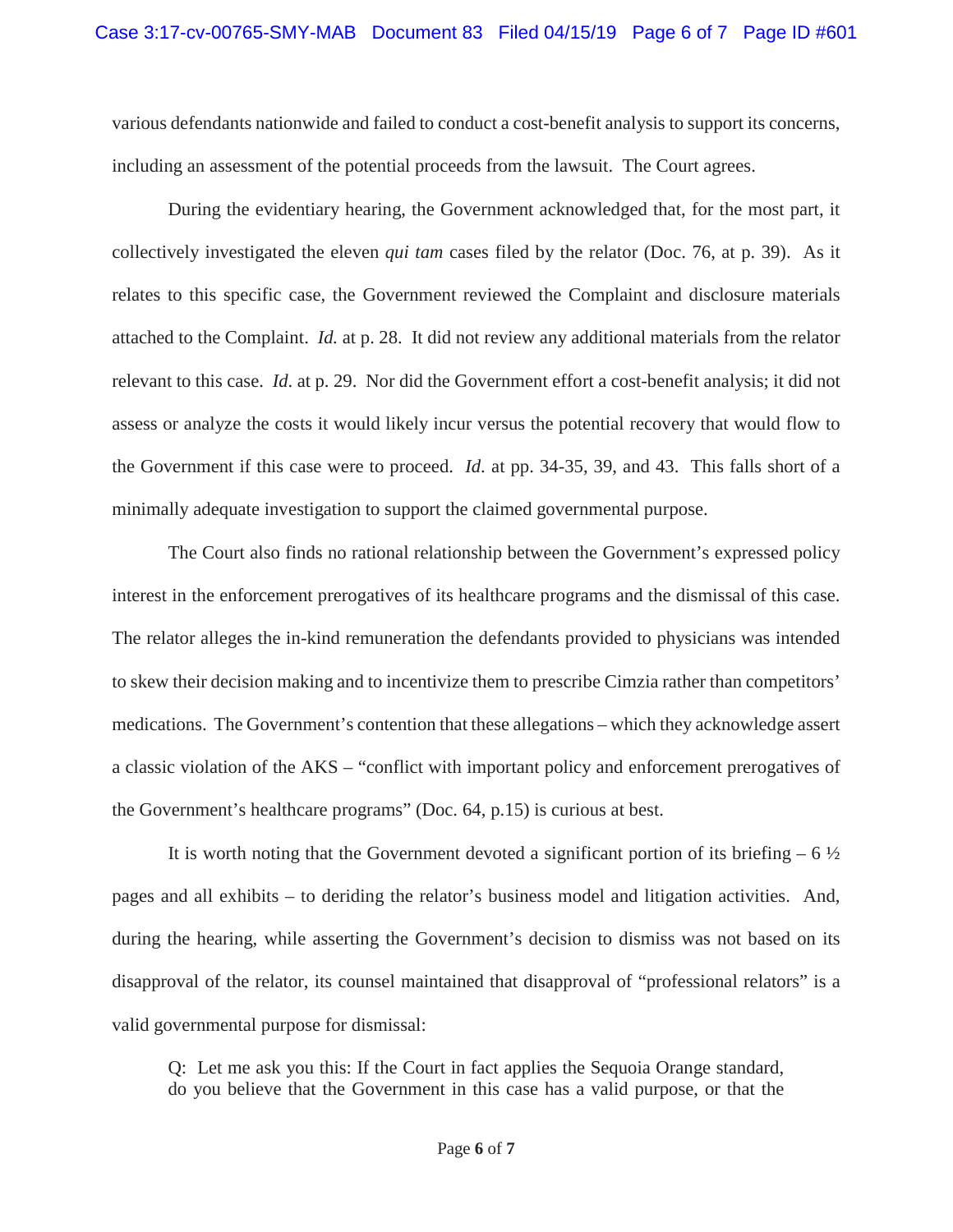various defendants nationwide and failed to conduct a cost-benefit analysis to support its concerns, including an assessment of the potential proceeds from the lawsuit. The Court agrees.

During the evidentiary hearing, the Government acknowledged that, for the most part, it collectively investigated the eleven *qui tam* cases filed by the relator (Doc. 76, at p. 39). As it relates to this specific case, the Government reviewed the Complaint and disclosure materials attached to the Complaint. *Id.* at p. 28. It did not review any additional materials from the relator relevant to this case. *Id*. at p. 29. Nor did the Government effort a cost-benefit analysis; it did not assess or analyze the costs it would likely incur versus the potential recovery that would flow to the Government if this case were to proceed. *Id*. at pp. 34-35, 39, and 43. This falls short of a minimally adequate investigation to support the claimed governmental purpose.

The Court also finds no rational relationship between the Government's expressed policy interest in the enforcement prerogatives of its healthcare programs and the dismissal of this case. The relator alleges the in-kind remuneration the defendants provided to physicians was intended to skew their decision making and to incentivize them to prescribe Cimzia rather than competitors' medications. The Government's contention that these allegations – which they acknowledge assert a classic violation of the AKS – "conflict with important policy and enforcement prerogatives of the Government's healthcare programs" (Doc. 64, p.15) is curious at best.

It is worth noting that the Government devoted a significant portion of its briefing – 6 ½ pages and all exhibits – to deriding the relator's business model and litigation activities. And, during the hearing, while asserting the Government's decision to dismiss was not based on its disapproval of the relator, its counsel maintained that disapproval of "professional relators" is a valid governmental purpose for dismissal:

> Q: Let me ask you this: If the Court in fact applies the Sequoia Orange standard, do you believe that the Government in this case has a valid purpose, or that the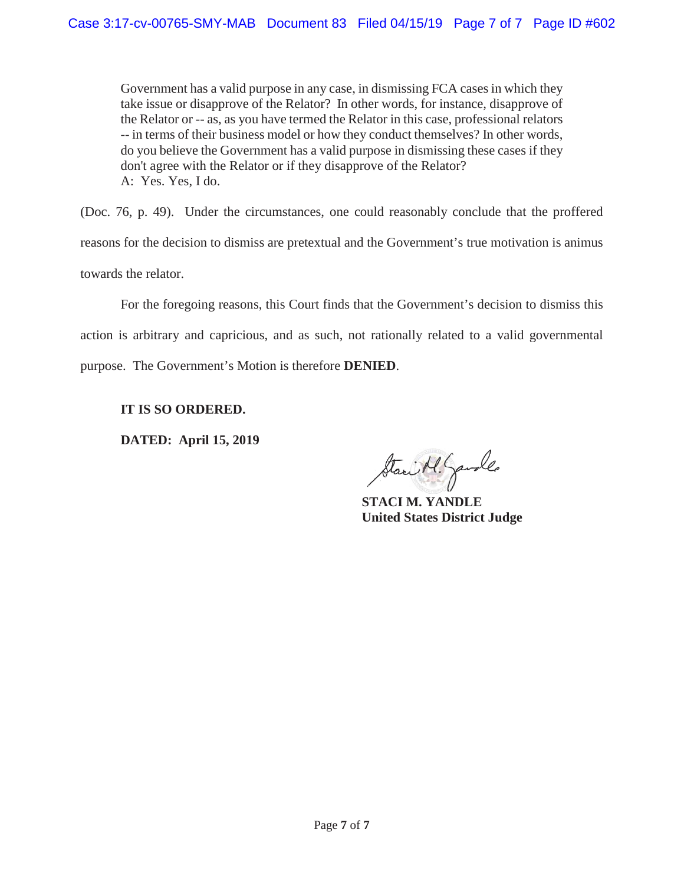> Government has a valid purpose in any case, in dismissing FCA cases in which they take issue or disapprove of the Relator? In other words, for instance, disapprove of the Relator or -- as, as you have termed the Relator in this case, professional relators -- in terms of their business model or how they conduct themselves? In other words, do you believe the Government has a valid purpose in dismissing these cases if they don't agree with the Relator or if they disapprove of the Relator?
> A: Yes. Yes, I do.

(Doc. 76, p. 49). Under the circumstances, one could reasonably conclude that the proffered reasons for the decision to dismiss are pretextual and the Government's true motivation is animus towards the relator.

For the foregoing reasons, this Court finds that the Government's decision to dismiss this action is arbitrary and capricious, and as such, not rationally related to a valid governmental purpose. The Government's Motion is therefore **DENIED**.

**IT IS SO ORDERED.**

**DATED: April 15, 2019**

**STACI M. YANDLE**
**United States District Judge**